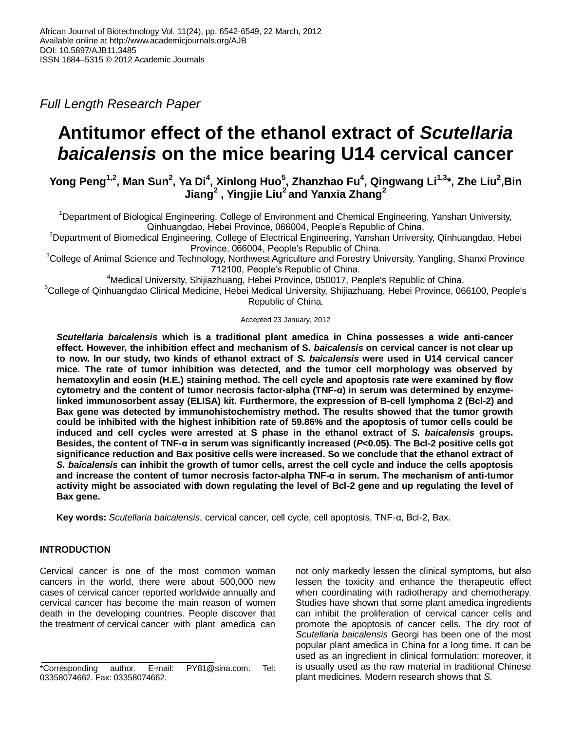African Journal of Biotechnology Vol. 11(24), pp. 6542-6549, 22 March, 2012
Available online at http://www.academicjournals.org/AJB
DOI: 10.5897/AJB11.3485
ISSN 1684–5315 © 2012 Academic Journals

*Full Length Research Paper*

# Antitumor effect of the ethanol extract of *Scutellaria baicalensis* on the mice bearing U14 cervical cancer

**Yong Peng[1,2], Man Sun[2], Ya Di[4], Xinlong Huo[5], Zhanzhao Fu[4], Qingwang Li[1,3]*, Zhe Liu[2], Bin Jiang[2], Yingjie Liu[2] and Yanxia Zhang[2]**

[1]Department of Biological Engineering, College of Environment and Chemical Engineering, Yanshan University, Qinhuangdao, Hebei Province, 066004, People's Republic of China.

[2]Department of Biomedical Engineering, College of Electrical Engineering, Yanshan University, Qinhuangdao, Hebei Province, 066004, People's Republic of China.

[3]College of Animal Science and Technology, Northwest Agriculture and Forestry University, Yangling, Shanxi Province 712100, People's Republic of China.

[4]Medical University, Shijiazhuang, Hebei Province, 050017, People's Republic of China.

[5]College of Qinhuangdao Clinical Medicine, Hebei Medical University, Shijiazhuang, Hebei Province, 066100, People's Republic of China.

Accepted 23 January, 2012

***Scutellaria baicalensis* which is a traditional plant amedica in China possesses a wide anti-cancer effect. However, the inhibition effect and mechanism of S. *baicalensis* on cervical cancer is not clear up to now. In our study, two kinds of ethanol extract of *S. baicalensis* were used in U14 cervical cancer mice. The rate of tumor inhibition was detected, and the tumor cell morphology was observed by hematoxylin and eosin (H.E.) staining method. The cell cycle and apoptosis rate were examined by flow cytometry and the content of tumor necrosis factor-alpha (TNF-α) in serum was determined by enzyme-linked immunosorbent assay (ELISA) kit. Furthermore, the expression of B-cell lymphoma 2 (Bcl-2) and Bax gene was detected by immunohistochemistry method. The results showed that the tumor growth could be inhibited with the highest inhibition rate of 59.86% and the apoptosis of tumor cells could be induced and cell cycles were arrested at S phase in the ethanol extract of *S. baicalensis* groups. Besides, the content of TNF-α in serum was significantly increased ($P<0.05$). The Bcl-2 positive cells got significance reduction and Bax positive cells were increased. So we conclude that the ethanol extract of *S. baicalensis* can inhibit the growth of tumor cells, arrest the cell cycle and induce the cells apoptosis and increase the content of tumor necrosis factor-alpha TNF-α in serum. The mechanism of anti-tumor activity might be associated with down regulating the level of Bcl-2 gene and up regulating the level of Bax gene.**

**Key words:** *Scutellaria baicalensis*, cervical cancer, cell cycle, cell apoptosis, TNF-α, Bcl-2, Bax.

## INTRODUCTION

Cervical cancer is one of the most common woman cancers in the world, there were about 500,000 new cases of cervical cancer reported worldwide annually and cervical cancer has become the main reason of women death in the developing countries. People discover that the treatment of cervical cancer with plant amedica can not only markedly lessen the clinical symptoms, but also lessen the toxicity and enhance the therapeutic effect when coordinating with radiotherapy and chemotherapy. Studies have shown that some plant amedica ingredients can inhibit the proliferation of cervical cancer cells and promote the apoptosis of cancer cells. The dry root of *Scutellaria baicalensis* Georgi has been one of the most popular plant amedica in China for a long time. It can be used as an ingredient in clinical formulation; moreover, it is usually used as the raw material in traditional Chinese plant medicines. Modern research shows that *S.*

*Corresponding author. E-mail: PY81@sina.com. Tel: 03358074662. Fax: 03358074662.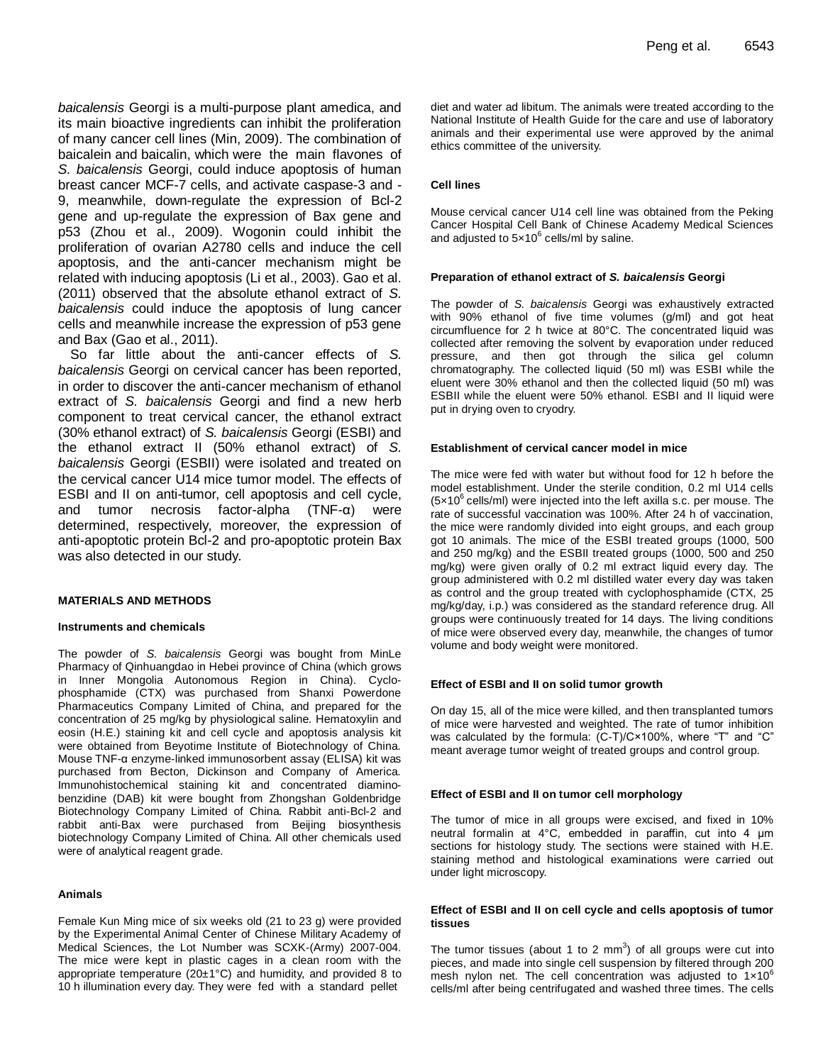*baicalensis* Georgi is a multi-purpose plant amedica, and its main bioactive ingredients can inhibit the proliferation of many cancer cell lines (Min, 2009). The combination of baicalein and baicalin, which were the main flavones of *S. baicalensis* Georgi, could induce apoptosis of human breast cancer MCF-7 cells, and activate caspase-3 and -9, meanwhile, down-regulate the expression of Bcl-2 gene and up-regulate the expression of Bax gene and p53 (Zhou et al., 2009). Wogonin could inhibit the proliferation of ovarian A2780 cells and induce the cell apoptosis, and the anti-cancer mechanism might be related with inducing apoptosis (Li et al., 2003). Gao et al. (2011) observed that the absolute ethanol extract of *S. baicalensis* could induce the apoptosis of lung cancer cells and meanwhile increase the expression of p53 gene and Bax (Gao et al., 2011).

So far little about the anti-cancer effects of *S. baicalensis* Georgi on cervical cancer has been reported, in order to discover the anti-cancer mechanism of ethanol extract of *S. baicalensis* Georgi and find a new herb component to treat cervical cancer, the ethanol extract (30% ethanol extract) of *S. baicalensis* Georgi (ESBI) and the ethanol extract II (50% ethanol extract) of *S. baicalensis* Georgi (ESBII) were isolated and treated on the cervical cancer U14 mice tumor model. The effects of ESBI and II on anti-tumor, cell apoptosis and cell cycle, and tumor necrosis factor-alpha (TNF-α) were determined, respectively, moreover, the expression of anti-apoptotic protein Bcl-2 and pro-apoptotic protein Bax was also detected in our study.

## MATERIALS AND METHODS

### Instruments and chemicals

The powder of *S. baicalensis* Georgi was bought from MinLe Pharmacy of Qinhuangdao in Hebei province of China (which grows in Inner Mongolia Autonomous Region in China). Cyclophosphamide (CTX) was purchased from Shanxi Powerdone Pharmaceutics Company Limited of China, and prepared for the concentration of 25 mg/kg by physiological saline. Hematoxylin and eosin (H.E.) staining kit and cell cycle and apoptosis analysis kit were obtained from Beyotime Institute of Biotechnology of China. Mouse TNF-α enzyme-linked immunosorbent assay (ELISA) kit was purchased from Becton, Dickinson and Company of America. Immunohistochemical staining kit and concentrated diaminobenzidine (DAB) kit were bought from Zhongshan Goldenbridge Biotechnology Company Limited of China. Rabbit anti-Bcl-2 and rabbit anti-Bax were purchased from Beijing biosynthesis biotechnology Company Limited of China. All other chemicals used were of analytical reagent grade.

### Animals

Female Kun Ming mice of six weeks old (21 to 23 g) were provided by the Experimental Animal Center of Chinese Military Academy of Medical Sciences, the Lot Number was SCXK-(Army) 2007-004. The mice were kept in plastic cages in a clean room with the appropriate temperature (20±1°C) and humidity, and provided 8 to 10 h illumination every day. They were fed with a standard pellet diet and water ad libitum. The animals were treated according to the National Institute of Health Guide for the care and use of laboratory animals and their experimental use were approved by the animal ethics committee of the university.

### Cell lines

Mouse cervical cancer U14 cell line was obtained from the Peking Cancer Hospital Cell Bank of Chinese Academy Medical Sciences and adjusted to $5\times10^6$ cells/ml by saline.

### Preparation of ethanol extract of *S. baicalensis* Georgi

The powder of *S. baicalensis* Georgi was exhaustively extracted with 90% ethanol of five time volumes (g/ml) and got heat circumfluence for 2 h twice at 80°C. The concentrated liquid was collected after removing the solvent by evaporation under reduced pressure, and then got through the silica gel column chromatography. The collected liquid (50 ml) was ESBI while the eluent were 30% ethanol and then the collected liquid (50 ml) was ESBII while the eluent were 50% ethanol. ESBI and II liquid were put in drying oven to cryodry.

### Establishment of cervical cancer model in mice

The mice were fed with water but without food for 12 h before the model establishment. Under the sterile condition, 0.2 ml U14 cells ($5\times10^6$ cells/ml) were injected into the left axilla s.c. per mouse. The rate of successful vaccination was 100%. After 24 h of vaccination, the mice were randomly divided into eight groups, and each group got 10 animals. The mice of the ESBI treated groups (1000, 500 and 250 mg/kg) and the ESBII treated groups (1000, 500 and 250 mg/kg) were given orally of 0.2 ml extract liquid every day. The group administered with 0.2 ml distilled water every day was taken as control and the group treated with cyclophosphamide (CTX, 25 mg/kg/day, i.p.) was considered as the standard reference drug. All groups were continuously treated for 14 days. The living conditions of mice were observed every day, meanwhile, the changes of tumor volume and body weight were monitored.

### Effect of ESBI and II on solid tumor growth

On day 15, all of the mice were killed, and then transplanted tumors of mice were harvested and weighted. The rate of tumor inhibition was calculated by the formula: $(C-T)/C\times100\%$, where "T" and "C" meant average tumor weight of treated groups and control group.

### Effect of ESBI and II on tumor cell morphology

The tumor of mice in all groups were excised, and fixed in 10% neutral formalin at 4°C, embedded in paraffin, cut into 4 μm sections for histology study. The sections were stained with H.E. staining method and histological examinations were carried out under light microscopy.

### Effect of ESBI and II on cell cycle and cells apoptosis of tumor tissues

The tumor tissues (about 1 to 2 $mm^3$) of all groups were cut into pieces, and made into single cell suspension by filtered through 200 mesh nylon net. The cell concentration was adjusted to $1\times10^6$ cells/ml after being centrifugated and washed three times. The cells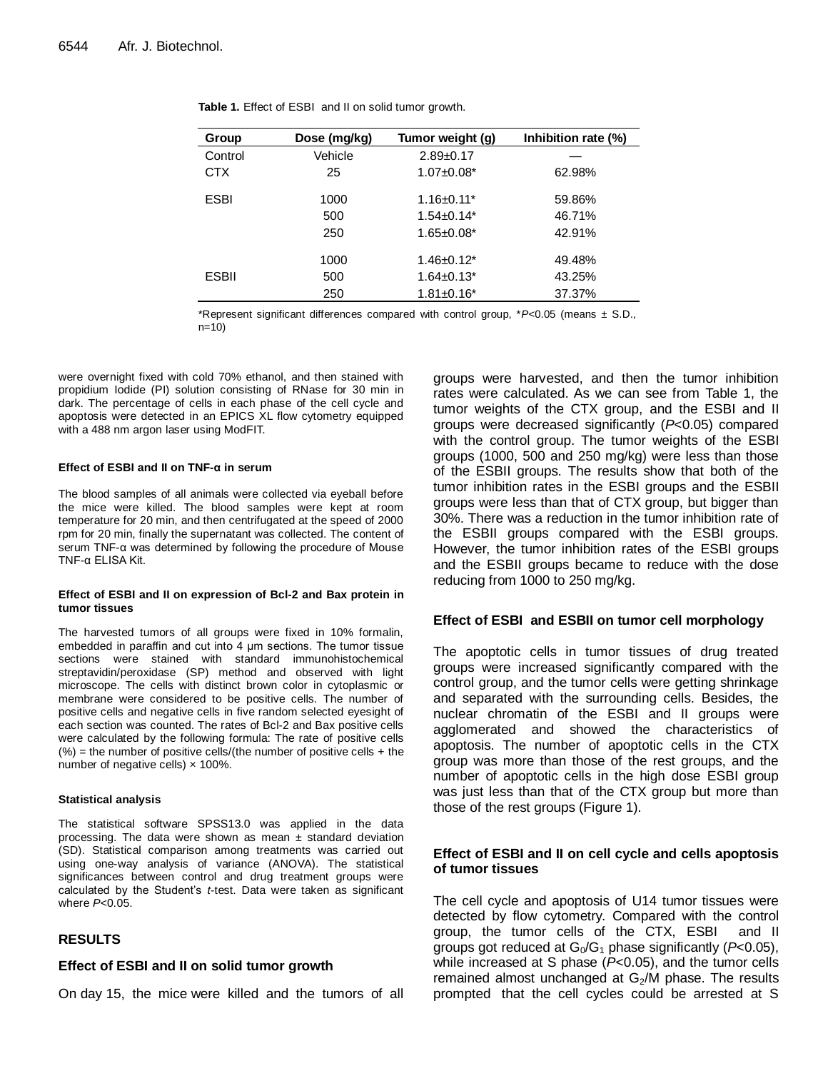**Table 1.** Effect of ESBI and II on solid tumor growth.

| Group | Dose (mg/kg) | Tumor weight (g) | Inhibition rate (%) |
|---|---|---|---|
| Control | Vehicle | 2.89±0.17 | — |
| CTX | 25 | 1.07±0.08* | 62.98% |
| ESBI | 1000 | 1.16±0.11* | 59.86% |
| | 500 | 1.54±0.14* | 46.71% |
| | 250 | 1.65±0.08* | 42.91% |
| | 1000 | 1.46±0.12* | 49.48% |
| ESBII | 500 | 1.64±0.13* | 43.25% |
| | 250 | 1.81±0.16* | 37.37% |

*Represent significant differences compared with control group, *$P$<0.05 (means ± S.D., n=10)

were overnight fixed with cold 70% ethanol, and then stained with propidium Iodide (PI) solution consisting of RNase for 30 min in dark. The percentage of cells in each phase of the cell cycle and apoptosis were detected in an EPICS XL flow cytometry equipped with a 488 nm argon laser using ModFIT.

#### Effect of ESBI and II on TNF-α in serum

The blood samples of all animals were collected via eyeball before the mice were killed. The blood samples were kept at room temperature for 20 min, and then centrifugated at the speed of 2000 rpm for 20 min, finally the supernatant was collected. The content of serum TNF-α was determined by following the procedure of Mouse TNF-α ELISA Kit.

#### Effect of ESBI and II on expression of Bcl-2 and Bax protein in tumor tissues

The harvested tumors of all groups were fixed in 10% formalin, embedded in paraffin and cut into 4 μm sections. The tumor tissue sections were stained with standard immunohistochemical streptavidin/peroxidase (SP) method and observed with light microscope. The cells with distinct brown color in cytoplasmic or membrane were considered to be positive cells. The number of positive cells and negative cells in five random selected eyesight of each section was counted. The rates of Bcl-2 and Bax positive cells were calculated by the following formula: The rate of positive cells (%) = the number of positive cells/(the number of positive cells + the number of negative cells) × 100%.

#### Statistical analysis

The statistical software SPSS13.0 was applied in the data processing. The data were shown as mean ± standard deviation (SD). Statistical comparison among treatments was carried out using one-way analysis of variance (ANOVA). The statistical significances between control and drug treatment groups were calculated by the Student's *t*-test. Data were taken as significant where $P$<0.05.

## RESULTS

### Effect of ESBI and II on solid tumor growth

On day 15, the mice were killed and the tumors of all groups were harvested, and then the tumor inhibition rates were calculated. As we can see from Table 1, the tumor weights of the CTX group, and the ESBI and II groups were decreased significantly ($P$<0.05) compared with the control group. The tumor weights of the ESBI groups (1000, 500 and 250 mg/kg) were less than those of the ESBII groups. The results show that both of the tumor inhibition rates in the ESBI groups and the ESBII groups were less than that of CTX group, but bigger than 30%. There was a reduction in the tumor inhibition rate of the ESBII groups compared with the ESBI groups. However, the tumor inhibition rates of the ESBI groups and the ESBII groups became to reduce with the dose reducing from 1000 to 250 mg/kg.

### Effect of ESBI and ESBII on tumor cell morphology

The apoptotic cells in tumor tissues of drug treated groups were increased significantly compared with the control group, and the tumor cells were getting shrinkage and separated with the surrounding cells. Besides, the nuclear chromatin of the ESBI and II groups were agglomerated and showed the characteristics of apoptosis. The number of apoptotic cells in the CTX group was more than those of the rest groups, and the number of apoptotic cells in the high dose ESBI group was just less than that of the CTX group but more than those of the rest groups (Figure 1).

### Effect of ESBI and II on cell cycle and cells apoptosis of tumor tissues

The cell cycle and apoptosis of U14 tumor tissues were detected by flow cytometry. Compared with the control group, the tumor cells of the CTX, ESBI and II groups got reduced at $G_0/G_1$ phase significantly ($P$<0.05), while increased at S phase ($P$<0.05), and the tumor cells remained almost unchanged at $G_2/M$ phase. The results prompted that the cell cycles could be arrested at S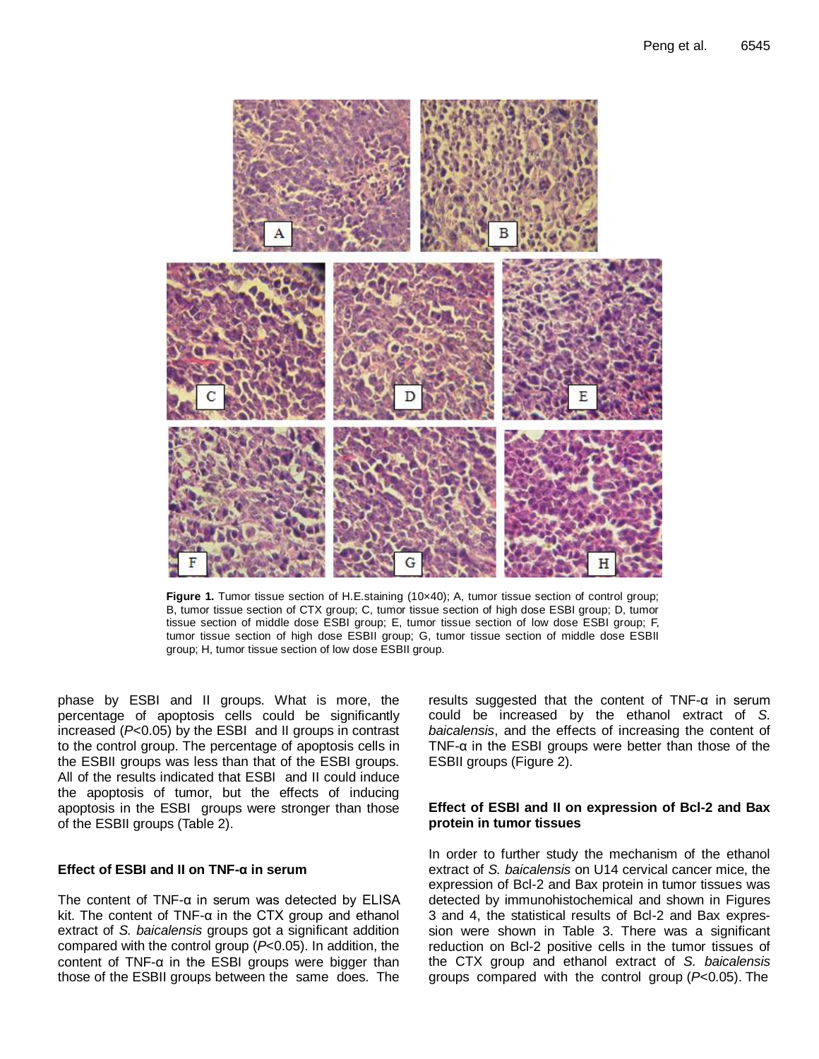**Figure 1.** Tumor tissue section of H.E.staining (10×40); A, tumor tissue section of control group; B, tumor tissue section of CTX group; C, tumor tissue section of high dose ESBI group; D, tumor tissue section of middle dose ESBI group; E, tumor tissue section of low dose ESBI group; F, tumor tissue section of high dose ESBII group; G, tumor tissue section of middle dose ESBII group; H, tumor tissue section of low dose ESBII group.

phase by ESBI and II groups. What is more, the percentage of apoptosis cells could be significantly increased ($P$<0.05) by the ESBI and II groups in contrast to the control group. The percentage of apoptosis cells in the ESBII groups was less than that of the ESBI groups. All of the results indicated that ESBI and II could induce the apoptosis of tumor, but the effects of inducing apoptosis in the ESBI groups were stronger than those of the ESBII groups (Table 2).

### Effect of ESBI and II on TNF-α in serum

The content of TNF-α in serum was detected by ELISA kit. The content of TNF-α in the CTX group and ethanol extract of *S. baicalensis* groups got a significant addition compared with the control group ($P$<0.05). In addition, the content of TNF-α in the ESBI groups were bigger than those of the ESBII groups between the same does. The results suggested that the content of TNF-α in serum could be increased by the ethanol extract of *S. baicalensis*, and the effects of increasing the content of TNF-α in the ESBI groups were better than those of the ESBII groups (Figure 2).

### Effect of ESBI and II on expression of Bcl-2 and Bax protein in tumor tissues

In order to further study the mechanism of the ethanol extract of *S. baicalensis* on U14 cervical cancer mice, the expression of Bcl-2 and Bax protein in tumor tissues was detected by immunohistochemical and shown in Figures 3 and 4, the statistical results of Bcl-2 and Bax expression were shown in Table 3. There was a significant reduction on Bcl-2 positive cells in the tumor tissues of the CTX group and ethanol extract of *S. baicalensis* groups compared with the control group ($P$<0.05). The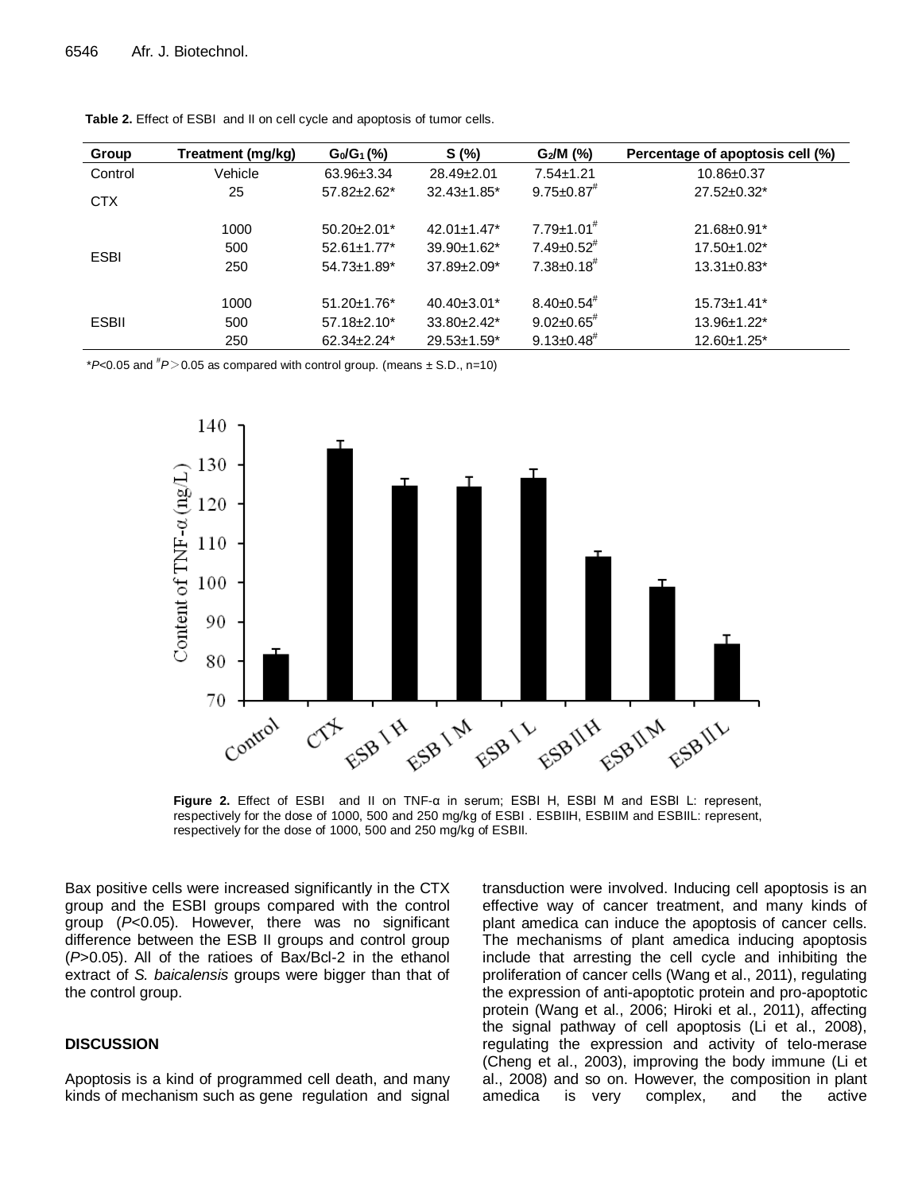**Table 2.** Effect of ESBI and II on cell cycle and apoptosis of tumor cells.

| Group | Treatment (mg/kg) | $G_0/G_1$ (%) | S (%) | $G_2/M$ (%) | Percentage of apoptosis cell (%) |
|---|---|---|---|---|---|
| Control | Vehicle | 63.96±3.34 | 28.49±2.01 | 7.54±1.21 | 10.86±0.37 |
| CTX | 25 | 57.82±2.62* | 32.43±1.85* | 9.75±0.87# | 27.52±0.32* |
| ESBI | 1000 | 50.20±2.01* | 42.01±1.47* | 7.79±1.01# | 21.68±0.91* |
| | 500 | 52.61±1.77* | 39.90±1.62* | 7.49±0.52# | 17.50±1.02* |
| | 250 | 54.73±1.89* | 37.89±2.09* | 7.38±0.18# | 13.31±0.83* |
| ESBII | 1000 | 51.20±1.76* | 40.40±3.01* | 8.40±0.54# | 15.73±1.41* |
| | 500 | 57.18±2.10* | 33.80±2.42* | 9.02±0.65# | 13.96±1.22* |
| | 250 | 62.34±2.24* | 29.53±1.59* | 9.13±0.48# | 12.60±1.25* |

*$P<0.05$ and #$P>0.05$ as compared with control group. (means ± S.D., n=10)

**Figure 2.** Effect of ESBI and II on TNF-α in serum; ESBI H, ESBI M and ESBI L: represent, respectively for the dose of 1000, 500 and 250 mg/kg of ESBI . ESBIIH, ESBIIM and ESBIIL: represent, respectively for the dose of 1000, 500 and 250 mg/kg of ESBII.

Bax positive cells were increased significantly in the CTX group and the ESBI groups compared with the control group ($P<0.05$). However, there was no significant difference between the ESB II groups and control group ($P>0.05$). All of the ratioes of Bax/Bcl-2 in the ethanol extract of *S. baicalensis* groups were bigger than that of the control group.

## DISCUSSION

Apoptosis is a kind of programmed cell death, and many kinds of mechanism such as gene regulation and signal transduction were involved. Inducing cell apoptosis is an effective way of cancer treatment, and many kinds of plant amedica can induce the apoptosis of cancer cells. The mechanisms of plant amedica inducing apoptosis include that arresting the cell cycle and inhibiting the proliferation of cancer cells (Wang et al., 2011), regulating the expression of anti-apoptotic protein and pro-apoptotic protein (Wang et al., 2006; Hiroki et al., 2011), affecting the signal pathway of cell apoptosis (Li et al., 2008), regulating the expression and activity of telo-merase (Cheng et al., 2003), improving the body immune (Li et al., 2008) and so on. However, the composition in plant amedica is very complex, and the active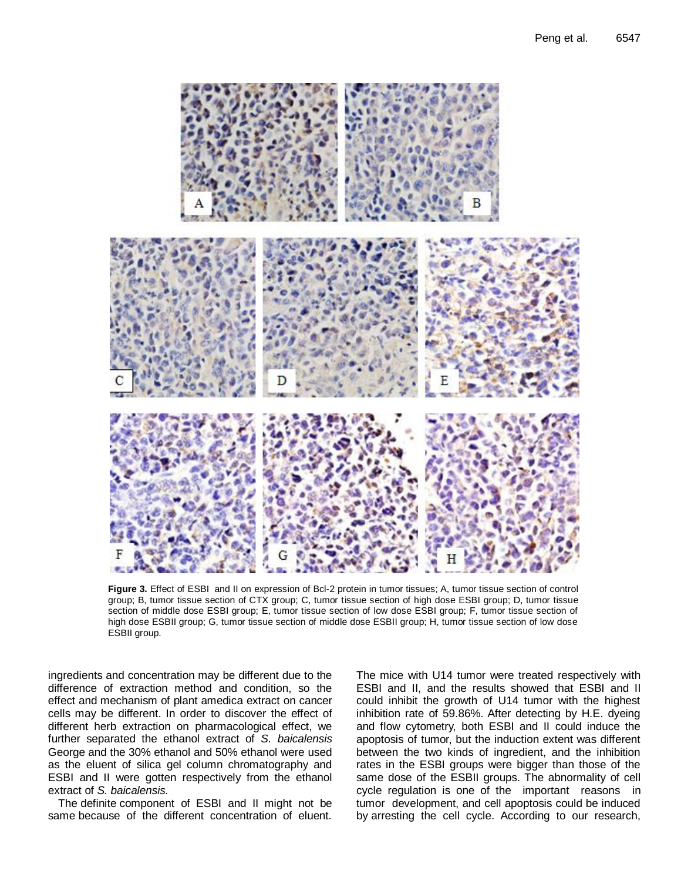**Figure 3.** Effect of ESBI and II on expression of Bcl-2 protein in tumor tissues; A, tumor tissue section of control group; B, tumor tissue section of CTX group; C, tumor tissue section of high dose ESBI group; D, tumor tissue section of middle dose ESBI group; E, tumor tissue section of low dose ESBI group; F, tumor tissue section of high dose ESBII group; G, tumor tissue section of middle dose ESBII group; H, tumor tissue section of low dose ESBII group.

ingredients and concentration may be different due to the difference of extraction method and condition, so the effect and mechanism of plant amedica extract on cancer cells may be different. In order to discover the effect of different herb extraction on pharmacological effect, we further separated the ethanol extract of *S. baicalensis* George and the 30% ethanol and 50% ethanol were used as the eluent of silica gel column chromatography and ESBI and II were gotten respectively from the ethanol extract of *S. baicalensis.*

The definite component of ESBI and II might not be same because of the different concentration of eluent. The mice with U14 tumor were treated respectively with ESBI and II, and the results showed that ESBI and II could inhibit the growth of U14 tumor with the highest inhibition rate of 59.86%. After detecting by H.E. dyeing and flow cytometry, both ESBI and II could induce the apoptosis of tumor, but the induction extent was different between the two kinds of ingredient, and the inhibition rates in the ESBI groups were bigger than those of the same dose of the ESBII groups. The abnormality of cell cycle regulation is one of the important reasons in tumor development, and cell apoptosis could be induced by arresting the cell cycle. According to our research,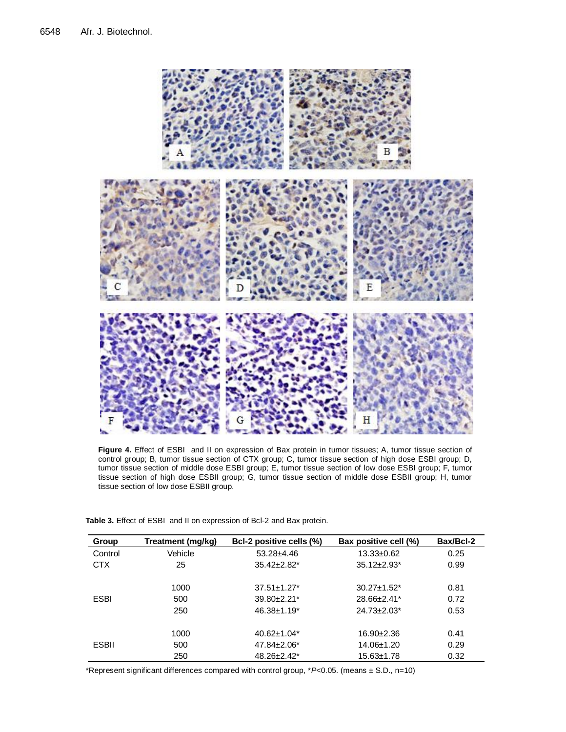**Figure 4.** Effect of ESBI and II on expression of Bax protein in tumor tissues; A, tumor tissue section of control group; B, tumor tissue section of CTX group; C, tumor tissue section of high dose ESBI group; D, tumor tissue section of middle dose ESBI group; E, tumor tissue section of low dose ESBI group; F, tumor tissue section of high dose ESBII group; G, tumor tissue section of middle dose ESBII group; H, tumor tissue section of low dose ESBII group.

**Table 3.** Effect of ESBI and II on expression of Bcl-2 and Bax protein.

| Group | Treatment (mg/kg) | Bcl-2 positive cells (%) | Bax positive cell (%) | Bax/Bcl-2 |
|---|---|---|---|---|
| Control | Vehicle | 53.28±4.46 | 13.33±0.62 | 0.25 |
| CTX | 25 | 35.42±2.82* | 35.12±2.93* | 0.99 |
| | 1000 | 37.51±1.27* | 30.27±1.52* | 0.81 |
| ESBI | 500 | 39.80±2.21* | 28.66±2.41* | 0.72 |
| | 250 | 46.38±1.19* | 24.73±2.03* | 0.53 |
| | 1000 | 40.62±1.04* | 16.90±2.36 | 0.41 |
| ESBII | 500 | 47.84±2.06* | 14.06±1.20 | 0.29 |
| | 250 | 48.26±2.42* | 15.63±1.78 | 0.32 |

*Represent significant differences compared with control group, *$P<0.05$. (means ± S.D., n=10)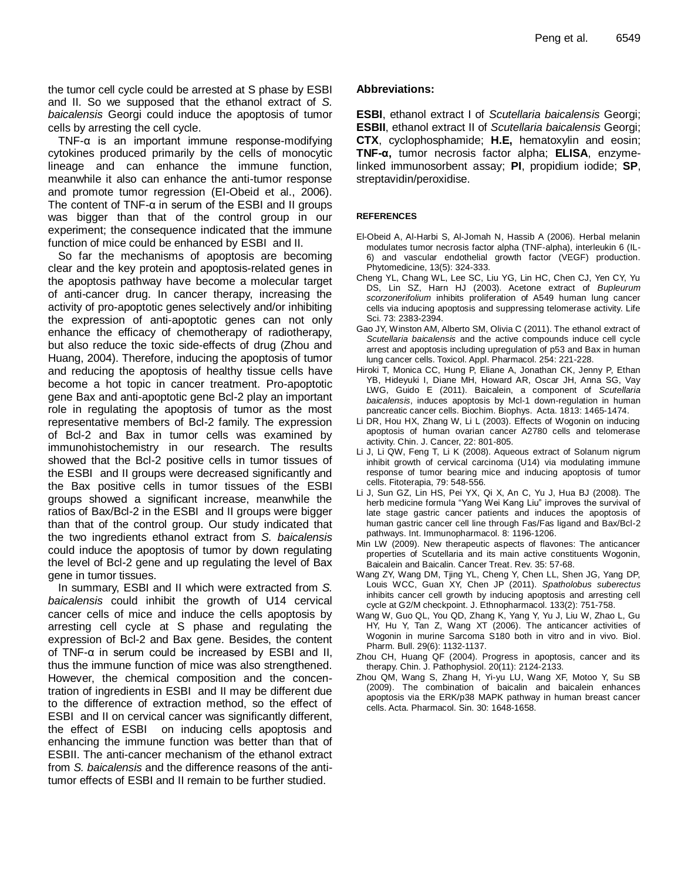the tumor cell cycle could be arrested at S phase by ESBI and II. So we supposed that the ethanol extract of *S. baicalensis* Georgi could induce the apoptosis of tumor cells by arresting the cell cycle.

TNF-α is an important immune response-modifying cytokines produced primarily by the cells of monocytic lineage and can enhance the immune function, meanwhile it also can enhance the anti-tumor response and promote tumor regression (El-Obeid et al., 2006). The content of TNF-α in serum of the ESBI and II groups was bigger than that of the control group in our experiment; the consequence indicated that the immune function of mice could be enhanced by ESBI and II.

So far the mechanisms of apoptosis are becoming clear and the key protein and apoptosis-related genes in the apoptosis pathway have become a molecular target of anti-cancer drug. In cancer therapy, increasing the activity of pro-apoptotic genes selectively and/or inhibiting the expression of anti-apoptotic genes can not only enhance the efficacy of chemotherapy of radiotherapy, but also reduce the toxic side-effects of drug (Zhou and Huang, 2004). Therefore, inducing the apoptosis of tumor and reducing the apoptosis of healthy tissue cells have become a hot topic in cancer treatment. Pro-apoptotic gene Bax and anti-apoptotic gene Bcl-2 play an important role in regulating the apoptosis of tumor as the most representative members of Bcl-2 family. The expression of Bcl-2 and Bax in tumor cells was examined by immunohistochemistry in our research. The results showed that the Bcl-2 positive cells in tumor tissues of the ESBI and II groups were decreased significantly and the Bax positive cells in tumor tissues of the ESBI groups showed a significant increase, meanwhile the ratios of Bax/Bcl-2 in the ESBI and II groups were bigger than that of the control group. Our study indicated that the two ingredients ethanol extract from *S. baicalensis* could induce the apoptosis of tumor by down regulating the level of Bcl-2 gene and up regulating the level of Bax gene in tumor tissues.

In summary, ESBI and II which were extracted from *S. baicalensis* could inhibit the growth of U14 cervical cancer cells of mice and induce the cells apoptosis by arresting cell cycle at S phase and regulating the expression of Bcl-2 and Bax gene. Besides, the content of TNF-α in serum could be increased by ESBI and II, thus the immune function of mice was also strengthened. However, the chemical composition and the concentration of ingredients in ESBI and II may be different due to the difference of extraction method, so the effect of ESBI and II on cervical cancer was significantly different, the effect of ESBI on inducing cells apoptosis and enhancing the immune function was better than that of ESBII. The anti-cancer mechanism of the ethanol extract from *S. baicalensis* and the difference reasons of the anti-tumor effects of ESBI and II remain to be further studied.

### Abbreviations:

**ESBI**, ethanol extract I of *Scutellaria baicalensis* Georgi; **ESBII**, ethanol extract II of *Scutellaria baicalensis* Georgi; **CTX**, cyclophosphamide; **H.E,** hematoxylin and eosin; **TNF-α,** tumor necrosis factor alpha; **ELISA**, enzyme-linked immunosorbent assay; **PI**, propidium iodide; **SP**, streptavidin/peroxidise.

## REFERENCES

El-Obeid A, Al-Harbi S, Al-Jomah N, Hassib A (2006). Herbal melanin modulates tumor necrosis factor alpha (TNF-alpha), interleukin 6 (IL-6) and vascular endothelial growth factor (VEGF) production. Phytomedicine, 13(5): 324-333.

Cheng YL, Chang WL, Lee SC, Liu YG, Lin HC, Chen CJ, Yen CY, Yu DS, Lin SZ, Harn HJ (2003). Acetone extract of *Bupleurum scorzonerifolium* inhibits proliferation of A549 human lung cancer cells via inducing apoptosis and suppressing telomerase activity. Life Sci. 73: 2383-2394.

Gao JY, Winston AM, Alberto SM, Olivia C (2011). The ethanol extract of *Scutellaria baicalensis* and the active compounds induce cell cycle arrest and apoptosis including upregulation of p53 and Bax in human lung cancer cells. Toxicol. Appl. Pharmacol. 254: 221-228.

Hiroki T, Monica CC, Hung P, Eliane A, Jonathan CK, Jenny P, Ethan YB, Hideyuki I, Diane MH, Howard AR, Oscar JH, Anna SG, Vay LWG, Guido E (2011). Baicalein, a component of *Scutellaria baicalensis*, induces apoptosis by Mcl-1 down-regulation in human pancreatic cancer cells. Biochim. Biophys. Acta. 1813: 1465-1474.

Li DR, Hou HX, Zhang W, Li L (2003). Effects of Wogonin on inducing apoptosis of human ovarian cancer A2780 cells and telomerase activity. Chin. J. Cancer, 22: 801-805.

Li J, Li QW, Feng T, Li K (2008). Aqueous extract of Solanum nigrum inhibit growth of cervical carcinoma (U14) via modulating immune response of tumor bearing mice and inducing apoptosis of tumor cells. Fitoterapia, 79: 548-556.

Li J, Sun GZ, Lin HS, Pei YX, Qi X, An C, Yu J, Hua BJ (2008). The herb medicine formula "Yang Wei Kang Liu" improves the survival of late stage gastric cancer patients and induces the apoptosis of human gastric cancer cell line through Fas/Fas ligand and Bax/Bcl-2 pathways. Int. Immunopharmacol. 8: 1196-1206.

Min LW (2009). New therapeutic aspects of flavones: The anticancer properties of Scutellaria and its main active constituents Wogonin, Baicalein and Baicalin. Cancer Treat. Rev. 35: 57-68.

Wang ZY, Wang DM, Tjing YL, Cheng Y, Chen LL, Shen JG, Yang DP, Louis WCC, Guan XY, Chen JP (2011). *Spatholobus suberectus* inhibits cancer cell growth by inducing apoptosis and arresting cell cycle at G2/M checkpoint. J. Ethnopharmacol. 133(2): 751-758.

Wang W, Guo QL, You QD, Zhang K, Yang Y, Yu J, Liu W, Zhao L, Gu HY, Hu Y, Tan Z, Wang XT (2006). The anticancer activities of Wogonin in murine Sarcoma S180 both in vitro and in vivo. Biol. Pharm. Bull. 29(6): 1132-1137.

Zhou CH, Huang QF (2004). Progress in apoptosis, cancer and its therapy. Chin. J. Pathophysiol. 20(11): 2124-2133.

Zhou QM, Wang S, Zhang H, Yi-yu LU, Wang XF, Motoo Y, Su SB (2009). The combination of baicalin and baicalein enhances apoptosis via the ERK/p38 MAPK pathway in human breast cancer cells. Acta. Pharmacol. Sin. 30: 1648-1658.